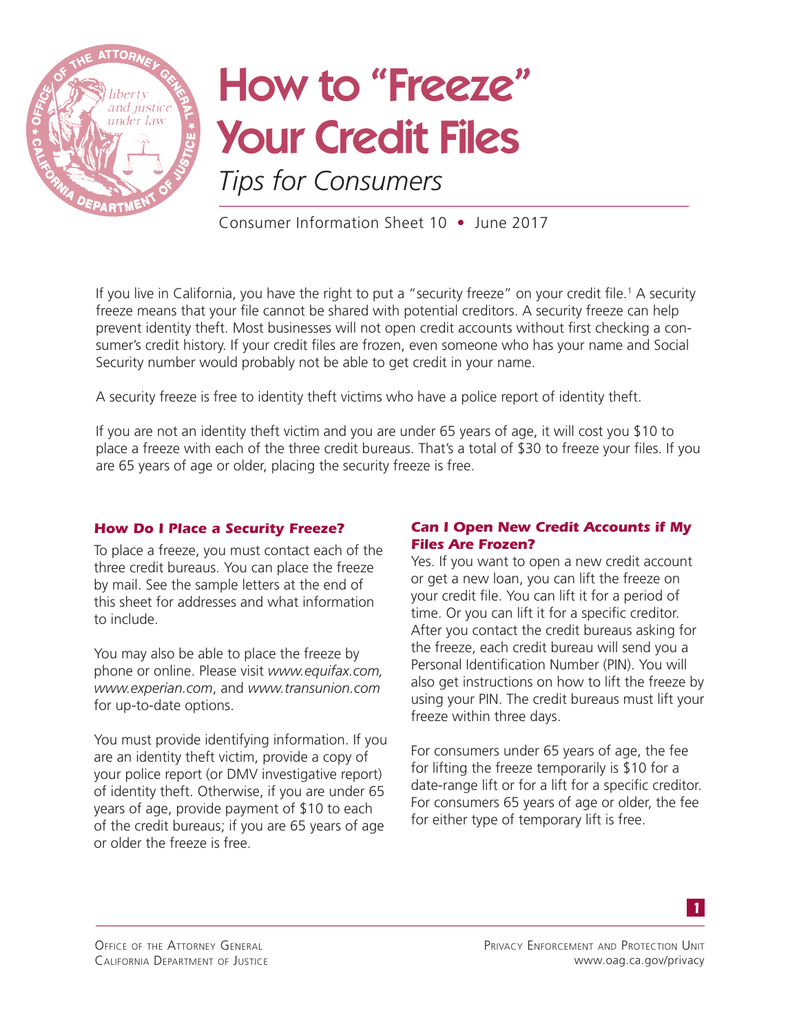# How to "Freeze" Your Credit Files

*Tips for Consumers*

Consumer Information Sheet 10 • June 2017

If you live in California, you have the right to put a "security freeze" on your credit file.[1] A security freeze means that your file cannot be shared with potential creditors. A security freeze can help prevent identity theft. Most businesses will not open credit accounts without first checking a consumer's credit history. If your credit files are frozen, even someone who has your name and Social Security number would probably not be able to get credit in your name.

A security freeze is free to identity theft victims who have a police report of identity theft.

If you are not an identity theft victim and you are under 65 years of age, it will cost you $10 to place a freeze with each of the three credit bureaus. That's a total of $30 to freeze your files. If you are 65 years of age or older, placing the security freeze is free.

### How Do I Place a Security Freeze?

To place a freeze, you must contact each of the three credit bureaus. You can place the freeze by mail. See the sample letters at the end of this sheet for addresses and what information to include.

You may also be able to place the freeze by phone or online. Please visit *www.equifax.com, www.experian.com*, and *www.transunion.com* for up-to-date options.

You must provide identifying information. If you are an identity theft victim, provide a copy of your police report (or DMV investigative report) of identity theft. Otherwise, if you are under 65 years of age, provide payment of $10 to each of the credit bureaus; if you are 65 years of age or older the freeze is free.

### Can I Open New Credit Accounts if My Files Are Frozen?

Yes. If you want to open a new credit account or get a new loan, you can lift the freeze on your credit file. You can lift it for a period of time. Or you can lift it for a specific creditor. After you contact the credit bureaus asking for the freeze, each credit bureau will send you a Personal Identification Number (PIN). You will also get instructions on how to lift the freeze by using your PIN. The credit bureaus must lift your freeze within three days.

For consumers under 65 years of age, the fee for lifting the freeze temporarily is $10 for a date-range lift or for a lift for a specific creditor. For consumers 65 years of age or older, the fee for either type of temporary lift is free.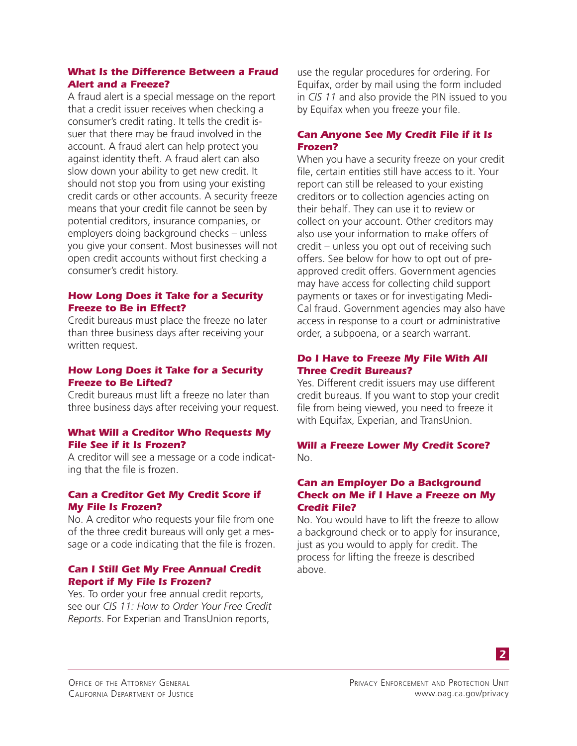### What Is the Difference Between a Fraud Alert and a Freeze?

A fraud alert is a special message on the report that a credit issuer receives when checking a consumer's credit rating. It tells the credit issuer that there may be fraud involved in the account. A fraud alert can help protect you against identity theft. A fraud alert can also slow down your ability to get new credit. It should not stop you from using your existing credit cards or other accounts. A security freeze means that your credit file cannot be seen by potential creditors, insurance companies, or employers doing background checks – unless you give your consent. Most businesses will not open credit accounts without first checking a consumer's credit history.

### How Long Does it Take for a Security Freeze to Be in Effect?

Credit bureaus must place the freeze no later than three business days after receiving your written request.

### How Long Does it Take for a Security Freeze to Be Lifted?

Credit bureaus must lift a freeze no later than three business days after receiving your request.

### What Will a Creditor Who Requests My File See if it Is Frozen?

A creditor will see a message or a code indicating that the file is frozen.

### Can a Creditor Get My Credit Score if My File Is Frozen?

No. A creditor who requests your file from one of the three credit bureaus will only get a message or a code indicating that the file is frozen.

### Can I Still Get My Free Annual Credit Report if My File Is Frozen?

Yes. To order your free annual credit reports, see our *CIS 11: How to Order Your Free Credit Reports*. For Experian and TransUnion reports, use the regular procedures for ordering. For Equifax, order by mail using the form included in *CIS 11* and also provide the PIN issued to you by Equifax when you freeze your file.

### Can Anyone See My Credit File if it Is Frozen?

When you have a security freeze on your credit file, certain entities still have access to it. Your report can still be released to your existing creditors or to collection agencies acting on their behalf. They can use it to review or collect on your account. Other creditors may also use your information to make offers of credit – unless you opt out of receiving such offers. See below for how to opt out of pre-approved credit offers. Government agencies may have access for collecting child support payments or taxes or for investigating Medi-Cal fraud. Government agencies may also have access in response to a court or administrative order, a subpoena, or a search warrant.

### Do I Have to Freeze My File With All Three Credit Bureaus?

Yes. Different credit issuers may use different credit bureaus. If you want to stop your credit file from being viewed, you need to freeze it with Equifax, Experian, and TransUnion.

### Will a Freeze Lower My Credit Score?

No.

### Can an Employer Do a Background Check on Me if I Have a Freeze on My Credit File?

No. You would have to lift the freeze to allow a background check or to apply for insurance, just as you would to apply for credit. The process for lifting the freeze is described above.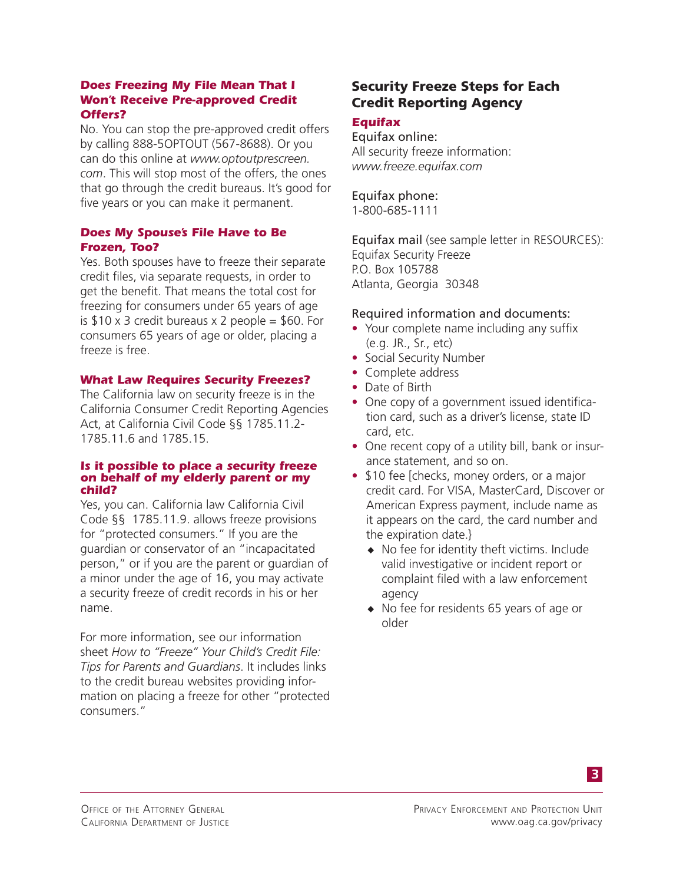### *Does Freezing My File Mean That I Won't Receive Pre-approved Credit Offers?*

No. You can stop the pre-approved credit offers by calling 888-5OPTOUT (567-8688). Or you can do this online at *www.optoutprescreen.com*. This will stop most of the offers, the ones that go through the credit bureaus. It's good for five years or you can make it permanent.

### *Does My Spouse's File Have to Be Frozen, Too?*

Yes. Both spouses have to freeze their separate credit files, via separate requests, in order to get the benefit. That means the total cost for freezing for consumers under 65 years of age is $10 x 3 credit bureaus x 2 people = $60. For consumers 65 years of age or older, placing a freeze is free.

### *What Law Requires Security Freezes?*

The California law on security freeze is in the California Consumer Credit Reporting Agencies Act, at California Civil Code §§ 1785.11.2-1785.11.6 and 1785.15.

### *Is it possible to place a security freeze on behalf of my elderly parent or my child?*

Yes, you can. California law California Civil Code §§ 1785.11.9. allows freeze provisions for "protected consumers." If you are the guardian or conservator of an "incapacitated person," or if you are the parent or guardian of a minor under the age of 16, you may activate a security freeze of credit records in his or her name.

For more information, see our information sheet *How to "Freeze" Your Child's Credit File: Tips for Parents and Guardians*. It includes links to the credit bureau websites providing information on placing a freeze for other "protected consumers."

## Security Freeze Steps for Each Credit Reporting Agency

### *Equifax*

Equifax online:
All security freeze information:
*www.freeze.equifax.com*

Equifax phone:
1-800-685-1111

Equifax mail (see sample letter in RESOURCES):
Equifax Security Freeze
P.O. Box 105788
Atlanta, Georgia 30348

Required information and documents:

- Your complete name including any suffix (e.g. JR., Sr., etc)
- Social Security Number
- Complete address
- Date of Birth
- One copy of a government issued identification card, such as a driver's license, state ID card, etc.
- One recent copy of a utility bill, bank or insurance statement, and so on.
- $10 fee [checks, money orders, or a major credit card. For VISA, MasterCard, Discover or American Express payment, include name as it appears on the card, the card number and the expiration date.}
  - No fee for identity theft victims. Include valid investigative or incident report or complaint filed with a law enforcement agency
  - No fee for residents 65 years of age or older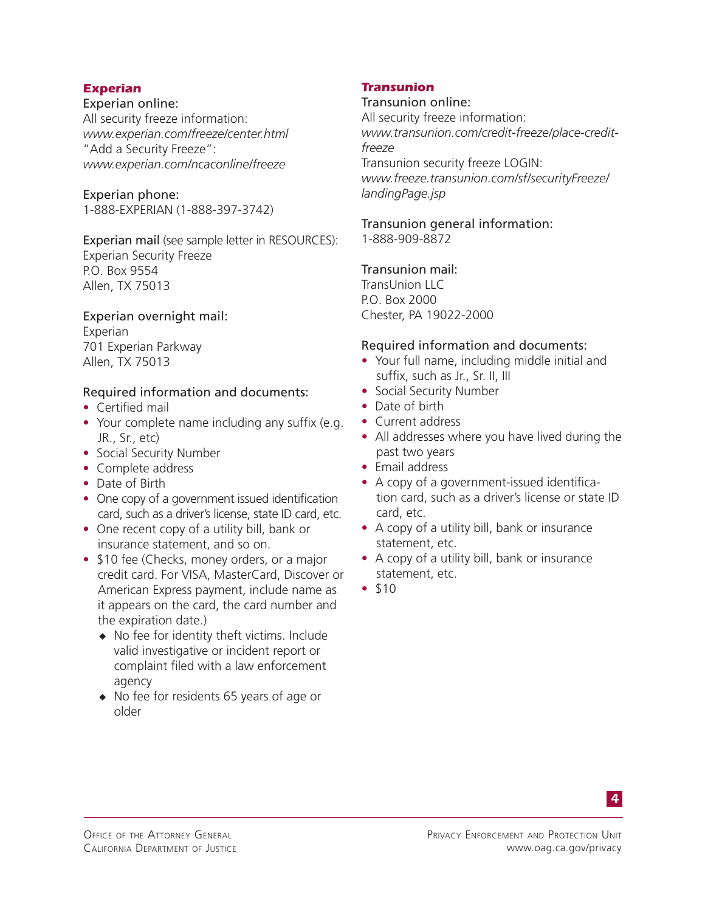## Experian

Experian online:

All security freeze information:
*www.experian.com/freeze/center.html*
"Add a Security Freeze":
*www.experian.com/ncaconline/freeze*

Experian phone:

1-888-EXPERIAN (1-888-397-3742)

Experian mail (see sample letter in RESOURCES):

Experian Security Freeze
P.O. Box 9554
Allen, TX 75013

Experian overnight mail:

Experian
701 Experian Parkway
Allen, TX 75013

Required information and documents:

- Certified mail
- Your complete name including any suffix (e.g. JR., Sr., etc)
- Social Security Number
- Complete address
- Date of Birth
- One copy of a government issued identification card, such as a driver's license, state ID card, etc.
- One recent copy of a utility bill, bank or insurance statement, and so on.
- $10 fee (Checks, money orders, or a major credit card. For VISA, MasterCard, Discover or American Express payment, include name as it appears on the card, the card number and the expiration date.)
  - No fee for identity theft victims. Include valid investigative or incident report or complaint filed with a law enforcement agency
  - No fee for residents 65 years of age or older

## Transunion

Transunion online:

All security freeze information:
*www.transunion.com/credit-freeze/place-credit-freeze*
Transunion security freeze LOGIN:
*www.freeze.transunion.com/sf/securityFreeze/landingPage.jsp*

Transunion general information:

1-888-909-8872

Transunion mail:

TransUnion LLC
P.O. Box 2000
Chester, PA 19022-2000

Required information and documents:

- Your full name, including middle initial and suffix, such as Jr., Sr. II, III
- Social Security Number
- Date of birth
- Current address
- All addresses where you have lived during the past two years
- Email address
- A copy of a government-issued identification card, such as a driver's license or state ID card, etc.
- A copy of a utility bill, bank or insurance statement, etc.
- A copy of a utility bill, bank or insurance statement, etc.
- $10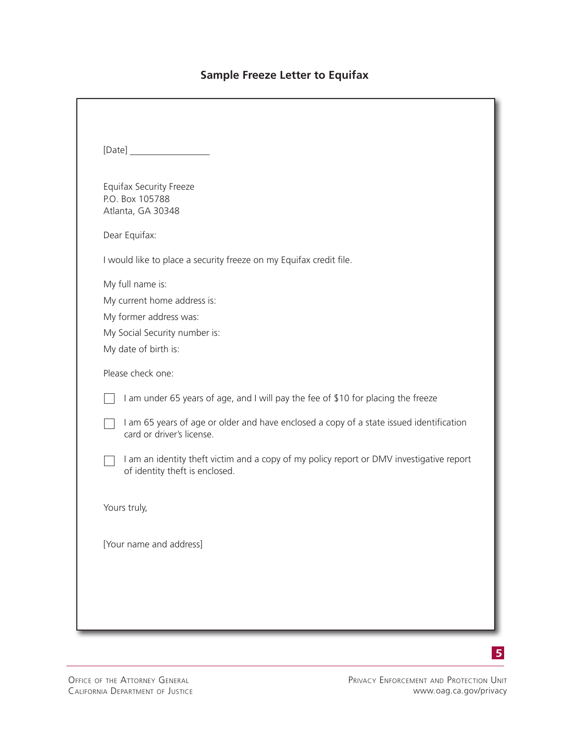## Sample Freeze Letter to Equifax

[Date] ________________

Equifax Security Freeze
P.O. Box 105788
Atlanta, GA 30348

Dear Equifax:

I would like to place a security freeze on my Equifax credit file.

My full name is:
My current home address is:
My former address was:
My Social Security number is:
My date of birth is:

Please check one:

- ☐ I am under 65 years of age, and I will pay the fee of $10 for placing the freeze
- ☐ I am 65 years of age or older and have enclosed a copy of a state issued identification card or driver's license.
- ☐ I am an identity theft victim and a copy of my policy report or DMV investigative report of identity theft is enclosed.

Yours truly,

[Your name and address]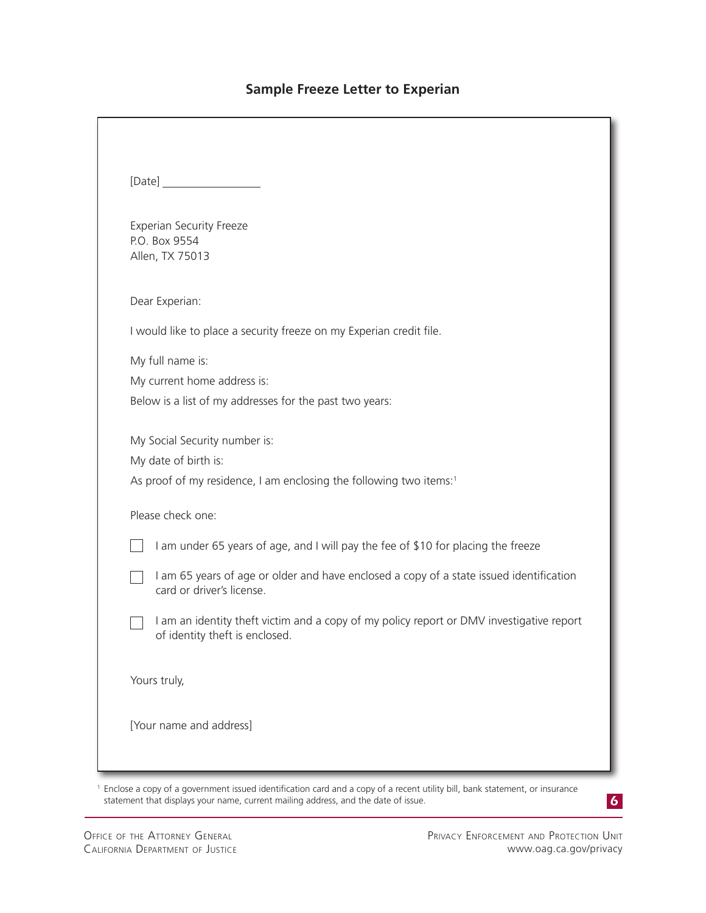## Sample Freeze Letter to Experian

[Date] ________________

Experian Security Freeze
P.O. Box 9554
Allen, TX 75013

Dear Experian:

I would like to place a security freeze on my Experian credit file.

My full name is:

My current home address is:

Below is a list of my addresses for the past two years:

My Social Security number is:

My date of birth is:

As proof of my residence, I am enclosing the following two items:[1]

Please check one:

☐ I am under 65 years of age, and I will pay the fee of $10 for placing the freeze

☐ I am 65 years of age or older and have enclosed a copy of a state issued identification card or driver's license.

☐ I am an identity theft victim and a copy of my policy report or DMV investigative report of identity theft is enclosed.

Yours truly,

[Your name and address]

[1] Enclose a copy of a government issued identification card and a copy of a recent utility bill, bank statement, or insurance statement that displays your name, current mailing address, and the date of issue.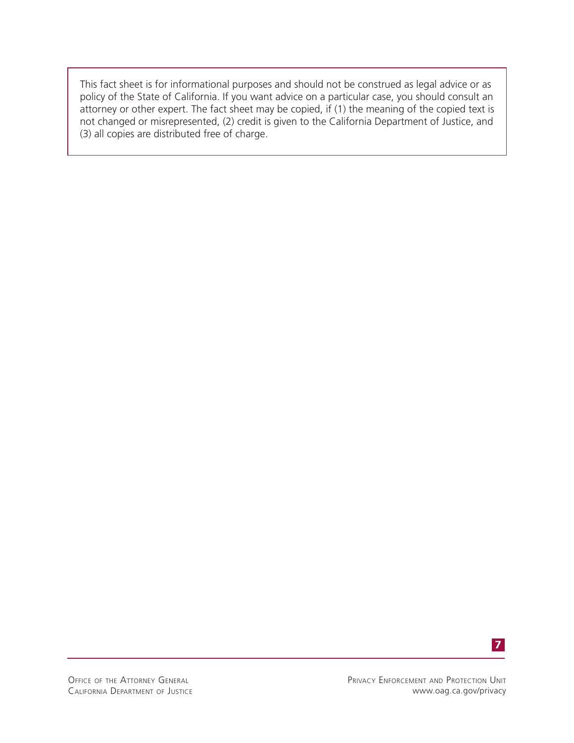This fact sheet is for informational purposes and should not be construed as legal advice or as policy of the State of California. If you want advice on a particular case, you should consult an attorney or other expert. The fact sheet may be copied, if (1) the meaning of the copied text is not changed or misrepresented, (2) credit is given to the California Department of Justice, and (3) all copies are distributed free of charge.